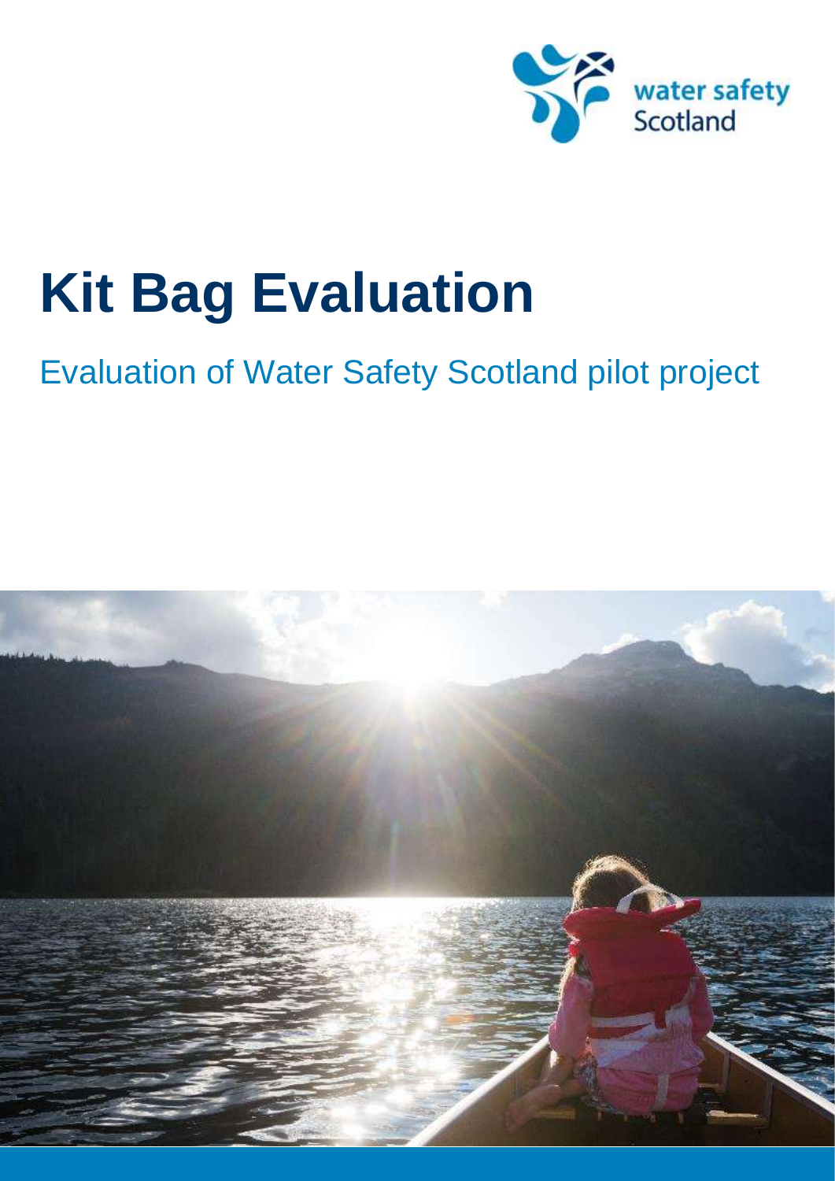water safety Scotland

# Kit Bag Evaluation

## Evaluation of Water Safety Scotland pilot project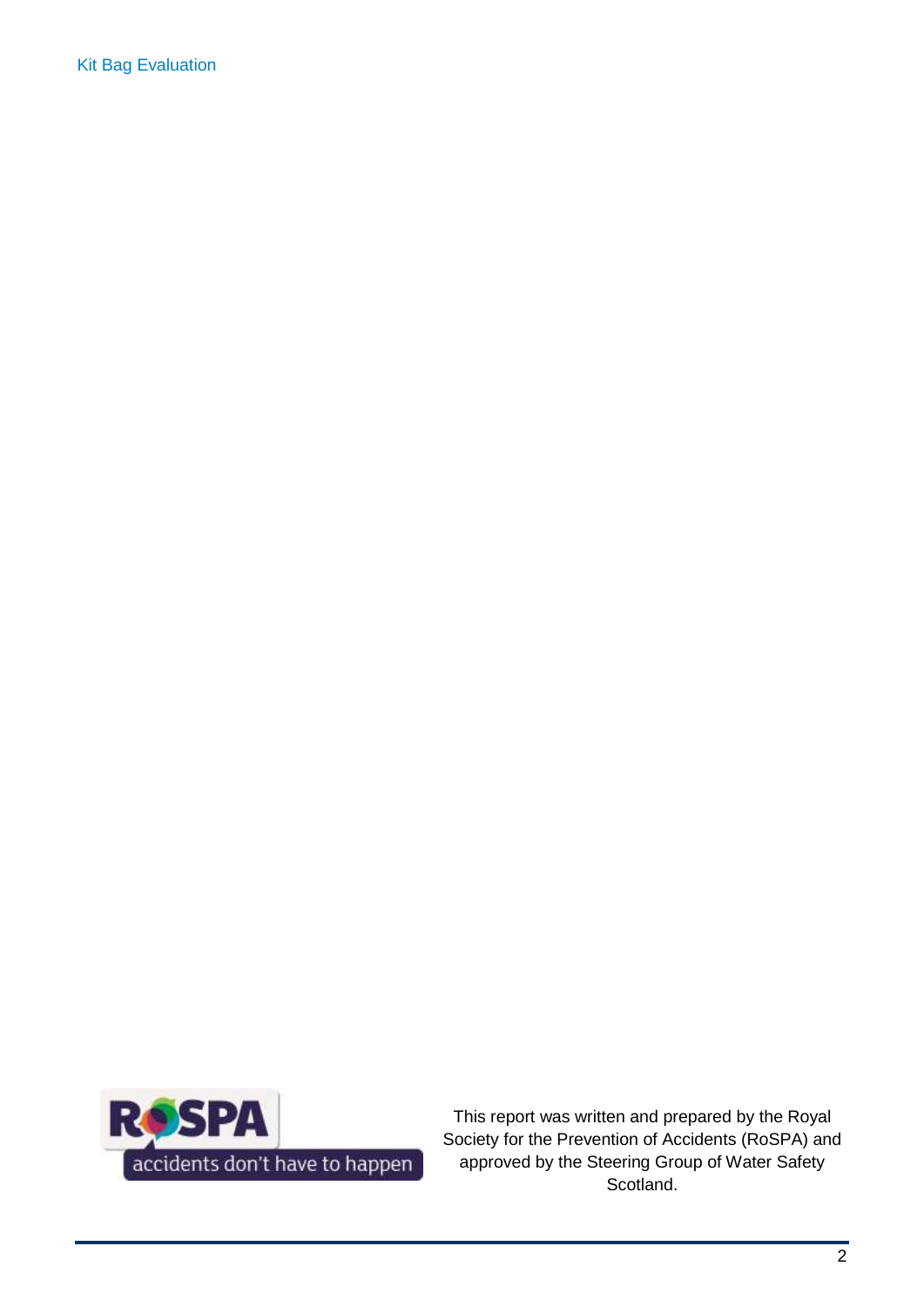This report was written and prepared by the Royal Society for the Prevention of Accidents (RoSPA) and approved by the Steering Group of Water Safety Scotland.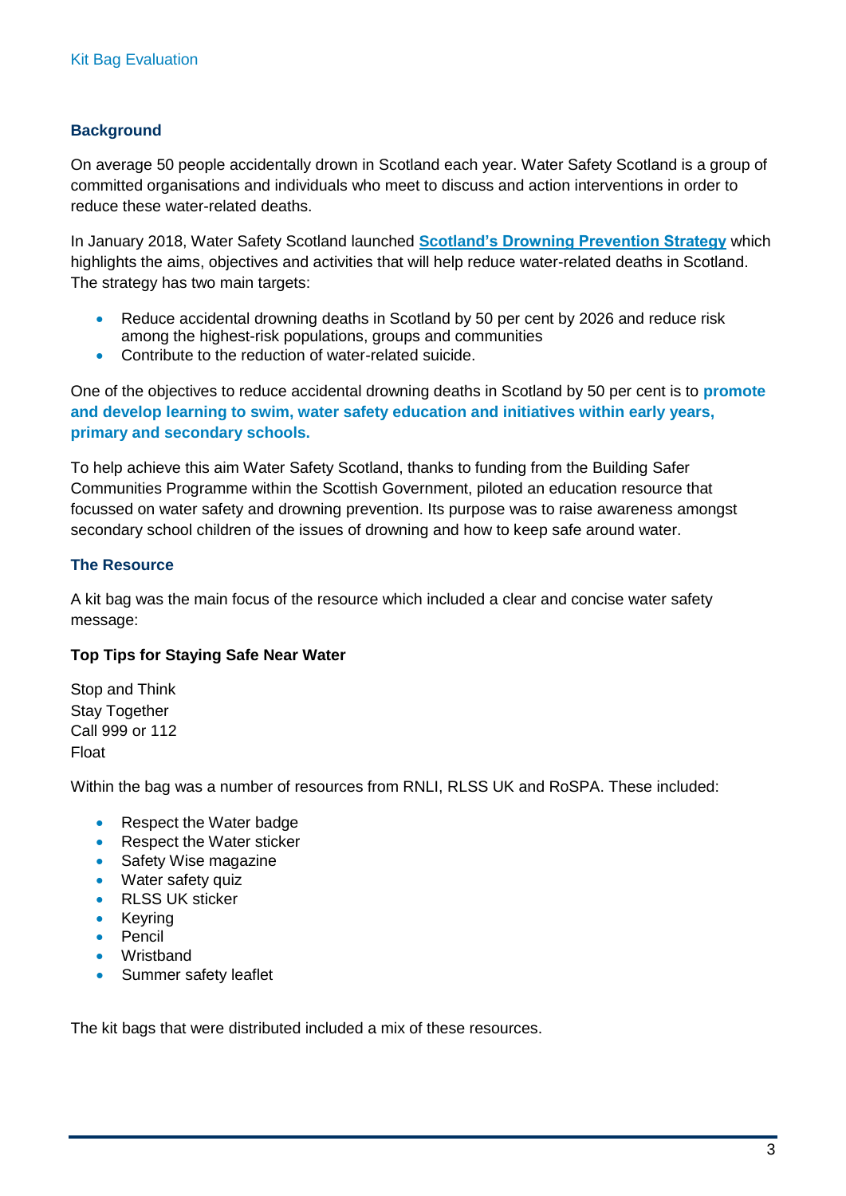## Background

On average 50 people accidentally drown in Scotland each year. Water Safety Scotland is a group of committed organisations and individuals who meet to discuss and action interventions in order to reduce these water-related deaths.

In January 2018, Water Safety Scotland launched **Scotland's Drowning Prevention Strategy** which highlights the aims, objectives and activities that will help reduce water-related deaths in Scotland. The strategy has two main targets:

- Reduce accidental drowning deaths in Scotland by 50 per cent by 2026 and reduce risk among the highest-risk populations, groups and communities
- Contribute to the reduction of water-related suicide.

One of the objectives to reduce accidental drowning deaths in Scotland by 50 per cent is to **promote and develop learning to swim, water safety education and initiatives within early years, primary and secondary schools.**

To help achieve this aim Water Safety Scotland, thanks to funding from the Building Safer Communities Programme within the Scottish Government, piloted an education resource that focussed on water safety and drowning prevention. Its purpose was to raise awareness amongst secondary school children of the issues of drowning and how to keep safe around water.

## The Resource

A kit bag was the main focus of the resource which included a clear and concise water safety message:

**Top Tips for Staying Safe Near Water**

Stop and Think
Stay Together
Call 999 or 112
Float

Within the bag was a number of resources from RNLI, RLSS UK and RoSPA. These included:

- Respect the Water badge
- Respect the Water sticker
- Safety Wise magazine
- Water safety quiz
- RLSS UK sticker
- Keyring
- Pencil
- Wristband
- Summer safety leaflet

The kit bags that were distributed included a mix of these resources.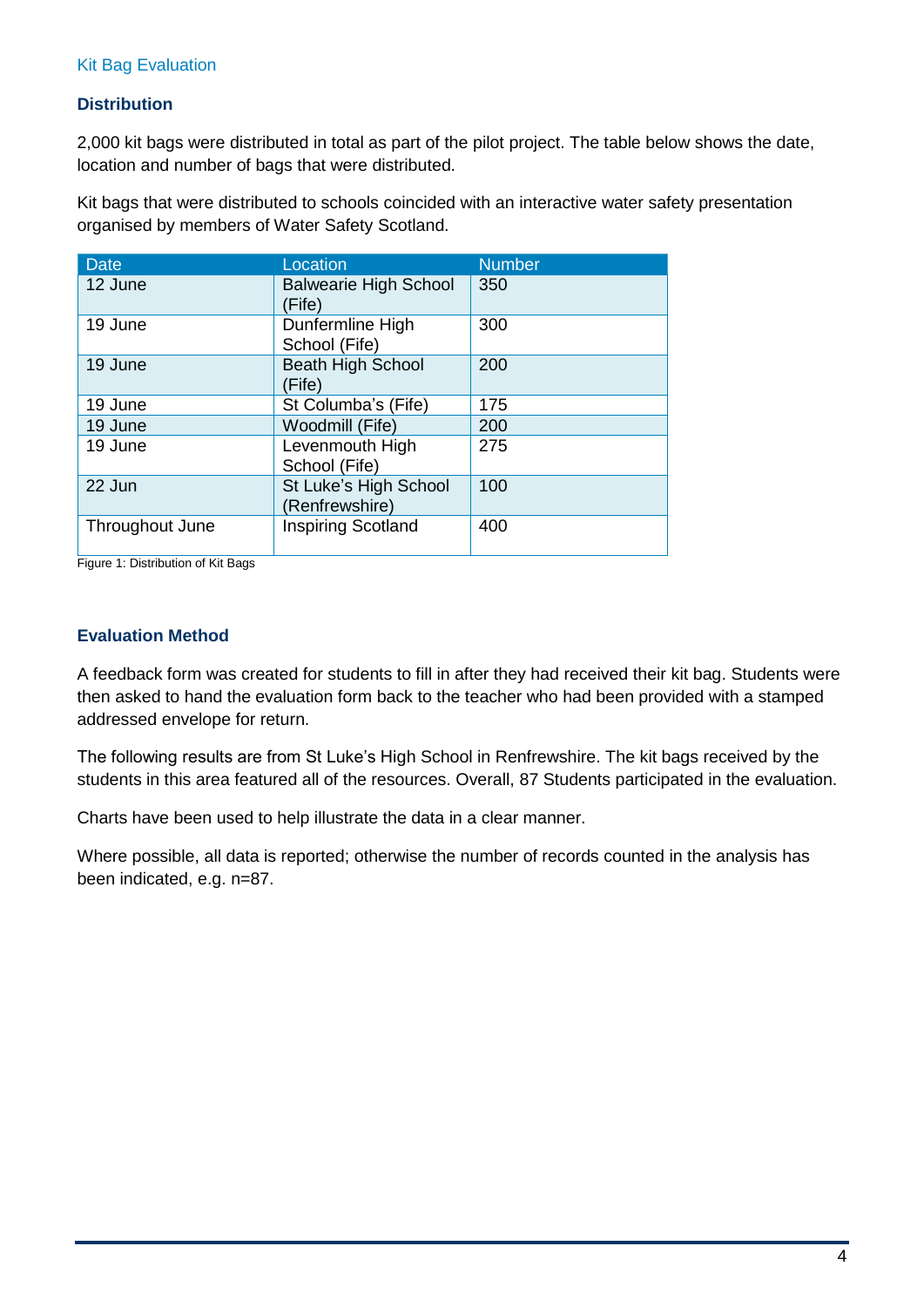Kit Bag Evaluation

## Distribution

2,000 kit bags were distributed in total as part of the pilot project. The table below shows the date, location and number of bags that were distributed.

Kit bags that were distributed to schools coincided with an interactive water safety presentation organised by members of Water Safety Scotland.

| Date | Location | Number |
|---|---|---|
| 12 June | Balwearie High School (Fife) | 350 |
| 19 June | Dunfermline High School (Fife) | 300 |
| 19 June | Beath High School (Fife) | 200 |
| 19 June | St Columba's (Fife) | 175 |
| 19 June | Woodmill (Fife) | 200 |
| 19 June | Levenmouth High School (Fife) | 275 |
| 22 Jun | St Luke's High School (Renfrewshire) | 100 |
| Throughout June | Inspiring Scotland | 400 |

Figure 1: Distribution of Kit Bags

## Evaluation Method

A feedback form was created for students to fill in after they had received their kit bag. Students were then asked to hand the evaluation form back to the teacher who had been provided with a stamped addressed envelope for return.

The following results are from St Luke's High School in Renfrewshire. The kit bags received by the students in this area featured all of the resources. Overall, 87 Students participated in the evaluation.

Charts have been used to help illustrate the data in a clear manner.

Where possible, all data is reported; otherwise the number of records counted in the analysis has been indicated, e.g. n=87.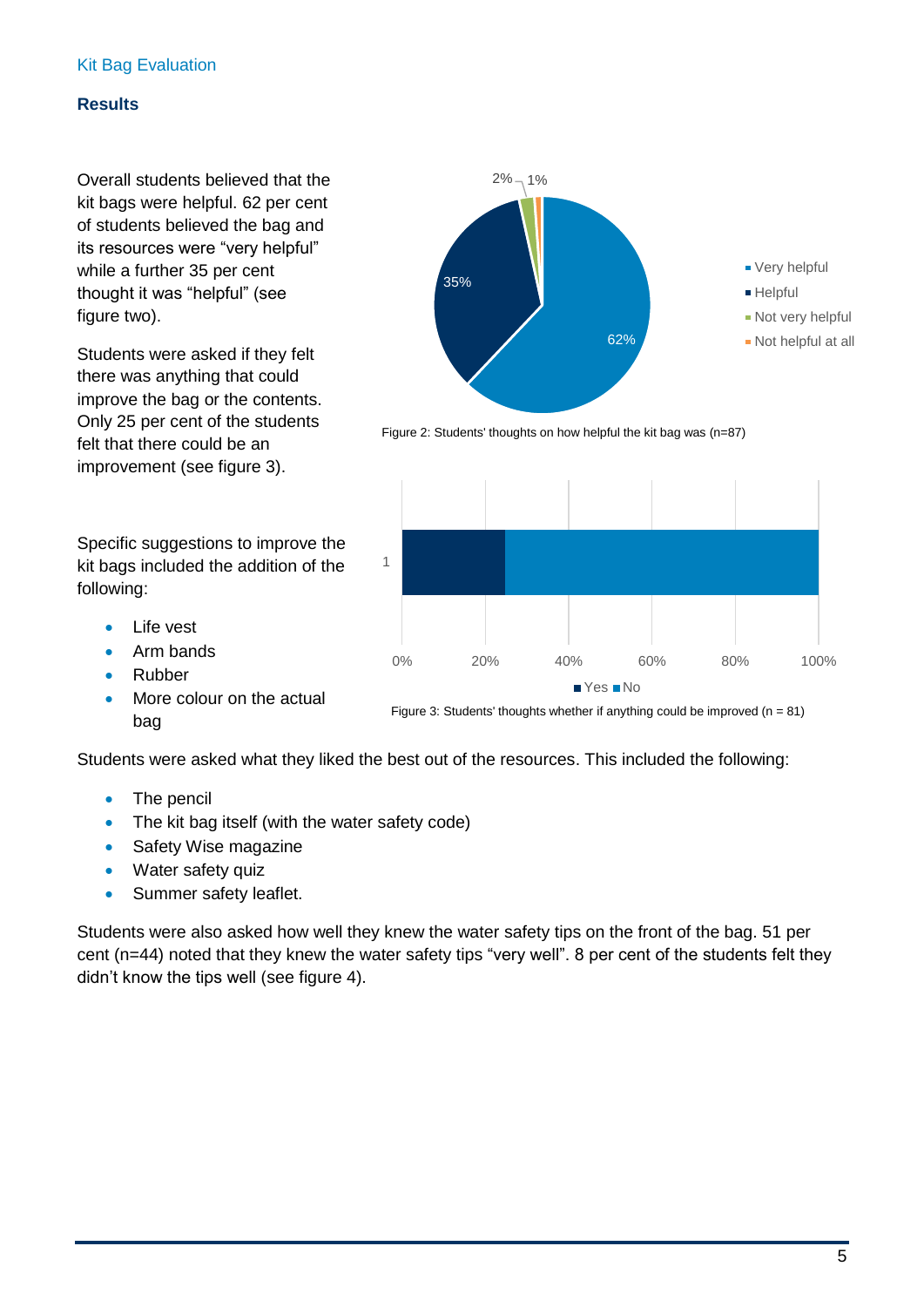Kit Bag Evaluation

## Results

Overall students believed that the kit bags were helpful. 62 per cent of students believed the bag and its resources were "very helpful" while a further 35 per cent thought it was "helpful" (see figure two).

Figure 2: Students' thoughts on how helpful the kit bag was (n=87)

Students were asked if they felt there was anything that could improve the bag or the contents. Only 25 per cent of the students felt that there could be an improvement (see figure 3).

Figure 3: Students' thoughts whether if anything could be improved (n = 81)

Specific suggestions to improve the kit bags included the addition of the following:

- Life vest
- Arm bands
- Rubber
- More colour on the actual bag

Students were asked what they liked the best out of the resources. This included the following:

- The pencil
- The kit bag itself (with the water safety code)
- Safety Wise magazine
- Water safety quiz
- Summer safety leaflet.

Students were also asked how well they knew the water safety tips on the front of the bag. 51 per cent (n=44) noted that they knew the water safety tips "very well". 8 per cent of the students felt they didn't know the tips well (see figure 4).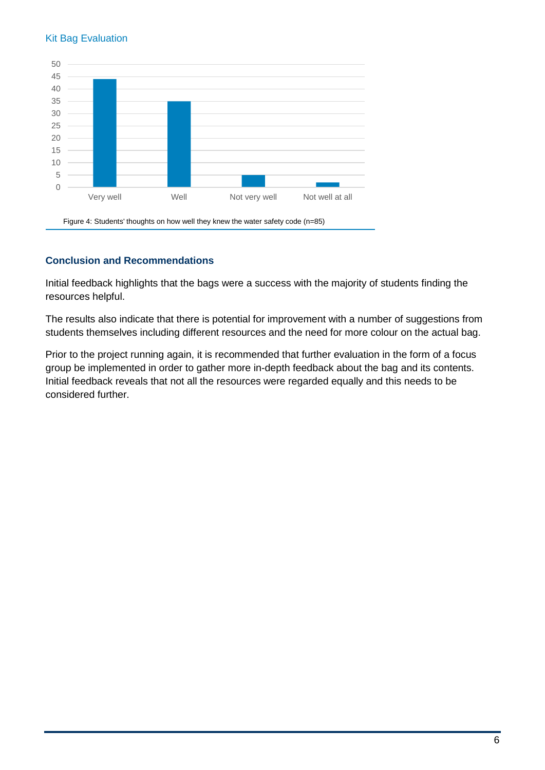Kit Bag Evaluation

50
45
40
35
30
25
20
15
10
5
0

Very well
Well
Not very well
Not well at all

Figure 4: Students' thoughts on how well they knew the water safety code (n=85)

### Conclusion and Recommendations

Initial feedback highlights that the bags were a success with the majority of students finding the resources helpful.

The results also indicate that there is potential for improvement with a number of suggestions from students themselves including different resources and the need for more colour on the actual bag.

Prior to the project running again, it is recommended that further evaluation in the form of a focus group be implemented in order to gather more in-depth feedback about the bag and its contents. Initial feedback reveals that not all the resources were regarded equally and this needs to be considered further.